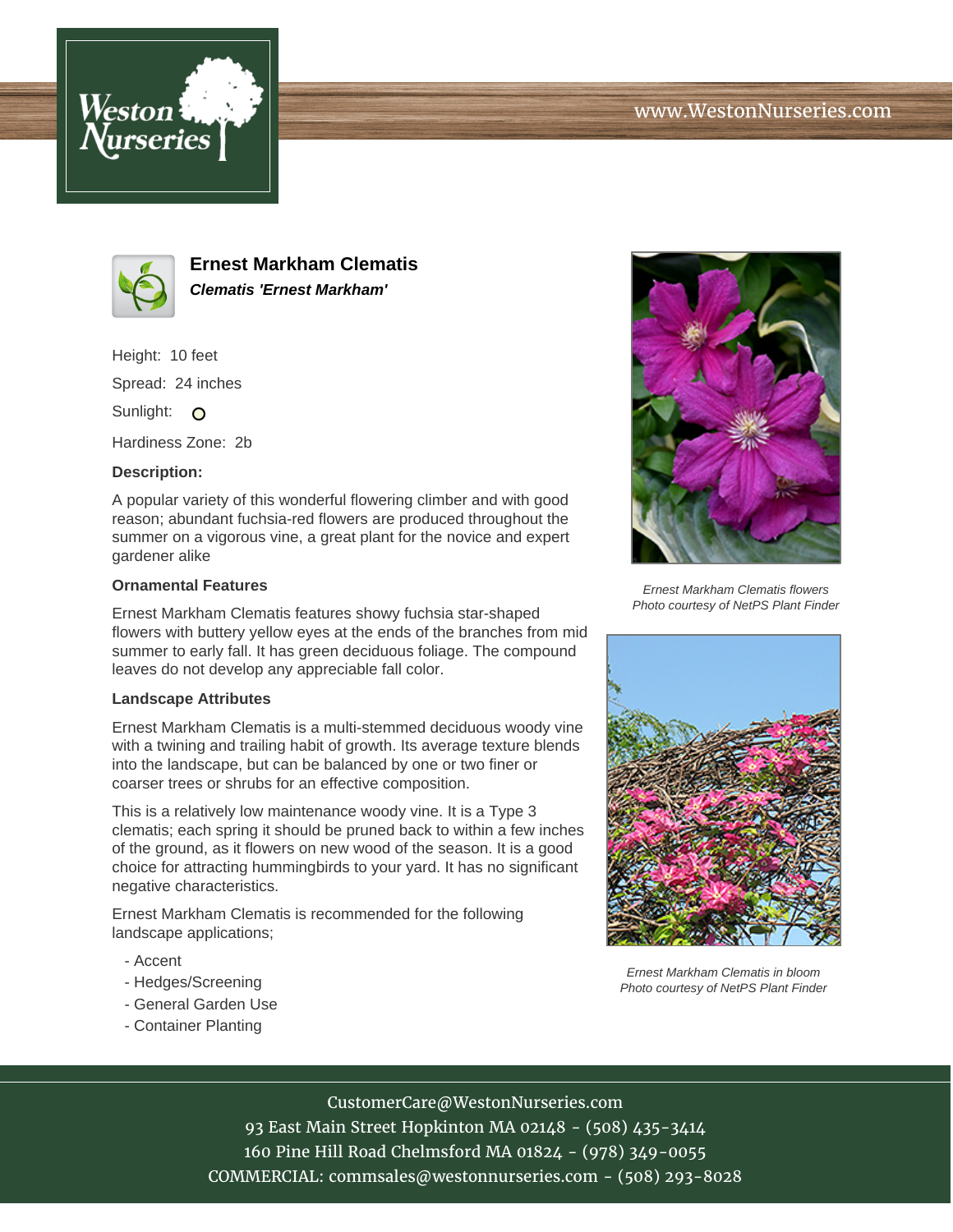# Ernest Markham Clematis

***Clematis 'Ernest Markham'***

Height: 10 feet

Spread: 24 inches

Sunlight: 

Hardiness Zone: 2b

**Description:**

A popular variety of this wonderful flowering climber and with good reason; abundant fuchsia-red flowers are produced throughout the summer on a vigorous vine, a great plant for the novice and expert gardener alike

### Ornamental Features

Ernest Markham Clematis features showy fuchsia star-shaped flowers with buttery yellow eyes at the ends of the branches from mid summer to early fall. It has green deciduous foliage. The compound leaves do not develop any appreciable fall color.

### Landscape Attributes

Ernest Markham Clematis is a multi-stemmed deciduous woody vine with a twining and trailing habit of growth. Its average texture blends into the landscape, but can be balanced by one or two finer or coarser trees or shrubs for an effective composition.

This is a relatively low maintenance woody vine. It is a Type 3 clematis; each spring it should be pruned back to within a few inches of the ground, as it flowers on new wood of the season. It is a good choice for attracting hummingbirds to your yard. It has no significant negative characteristics.

Ernest Markham Clematis is recommended for the following landscape applications;

- Accent
- Hedges/Screening
- General Garden Use
- Container Planting

*Ernest Markham Clematis flowers*
*Photo courtesy of NetPS Plant Finder*

*Ernest Markham Clematis in bloom*
*Photo courtesy of NetPS Plant Finder*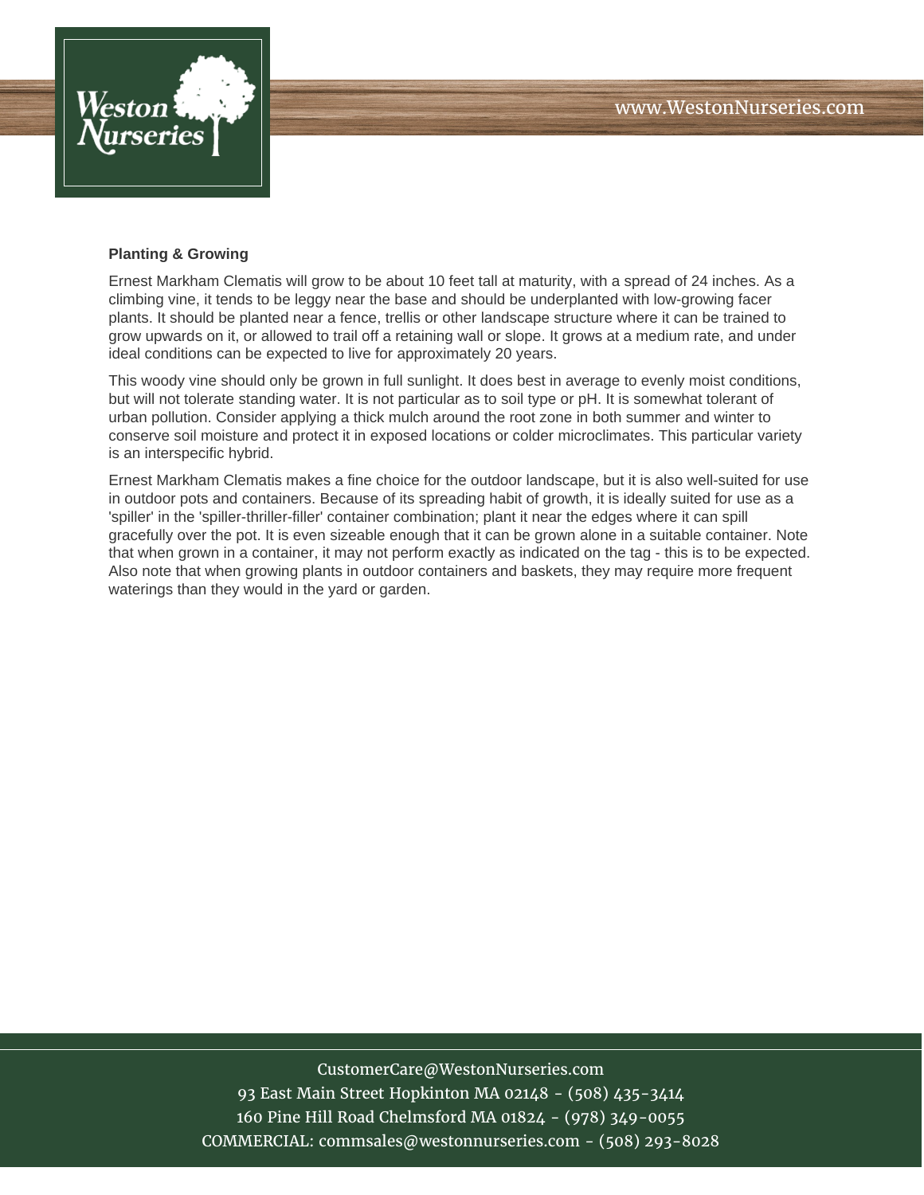**Planting & Growing**

Ernest Markham Clematis will grow to be about 10 feet tall at maturity, with a spread of 24 inches. As a climbing vine, it tends to be leggy near the base and should be underplanted with low-growing facer plants. It should be planted near a fence, trellis or other landscape structure where it can be trained to grow upwards on it, or allowed to trail off a retaining wall or slope. It grows at a medium rate, and under ideal conditions can be expected to live for approximately 20 years.

This woody vine should only be grown in full sunlight. It does best in average to evenly moist conditions, but will not tolerate standing water. It is not particular as to soil type or pH. It is somewhat tolerant of urban pollution. Consider applying a thick mulch around the root zone in both summer and winter to conserve soil moisture and protect it in exposed locations or colder microclimates. This particular variety is an interspecific hybrid.

Ernest Markham Clematis makes a fine choice for the outdoor landscape, but it is also well-suited for use in outdoor pots and containers. Because of its spreading habit of growth, it is ideally suited for use as a 'spiller' in the 'spiller-thriller-filler' container combination; plant it near the edges where it can spill gracefully over the pot. It is even sizeable enough that it can be grown alone in a suitable container. Note that when grown in a container, it may not perform exactly as indicated on the tag - this is to be expected. Also note that when growing plants in outdoor containers and baskets, they may require more frequent waterings than they would in the yard or garden.